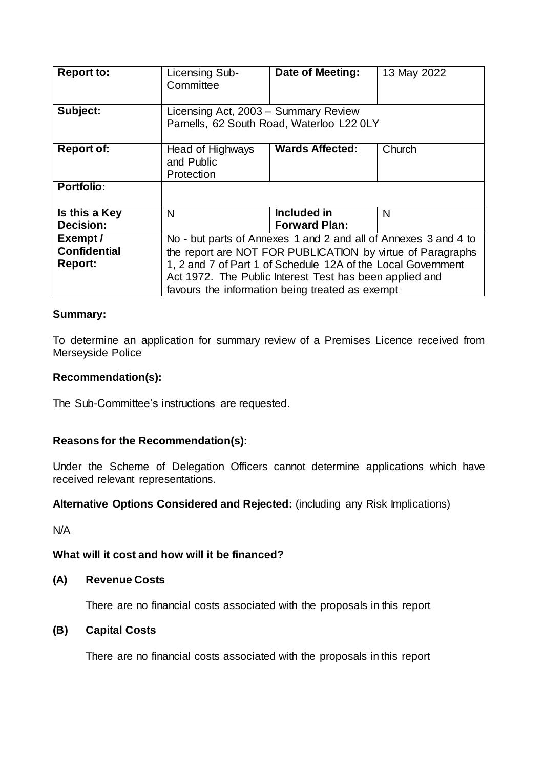| **Report to:** | Licensing Sub-Committee | **Date of Meeting:** | 13 May 2022 |
|---|---|---|---|
| **Subject:** | Licensing Act, 2003 – Summary Review Parnells, 62 South Road, Waterloo L22 0LY | | |
| **Report of:** | Head of Highways and Public Protection | **Wards Affected:** | Church |
| **Portfolio:** | | | |
| **Is this a Key Decision:** | N | **Included in Forward Plan:** | N |
| **Exempt / Confidential Report:** | No - but parts of Annexes 1 and 2 and all of Annexes 3 and 4 to the report are NOT FOR PUBLICATION by virtue of Paragraphs 1, 2 and 7 of Part 1 of Schedule 12A of the Local Government Act 1972. The Public Interest Test has been applied and favours the information being treated as exempt | | |

**Summary:**

To determine an application for summary review of a Premises Licence received from Merseyside Police

**Recommendation(s):**

The Sub-Committee's instructions are requested.

**Reasons for the Recommendation(s):**

Under the Scheme of Delegation Officers cannot determine applications which have received relevant representations.

**Alternative Options Considered and Rejected:** (including any Risk Implications)

N/A

**What will it cost and how will it be financed?**

**(A) Revenue Costs**

There are no financial costs associated with the proposals in this report

**(B) Capital Costs**

There are no financial costs associated with the proposals in this report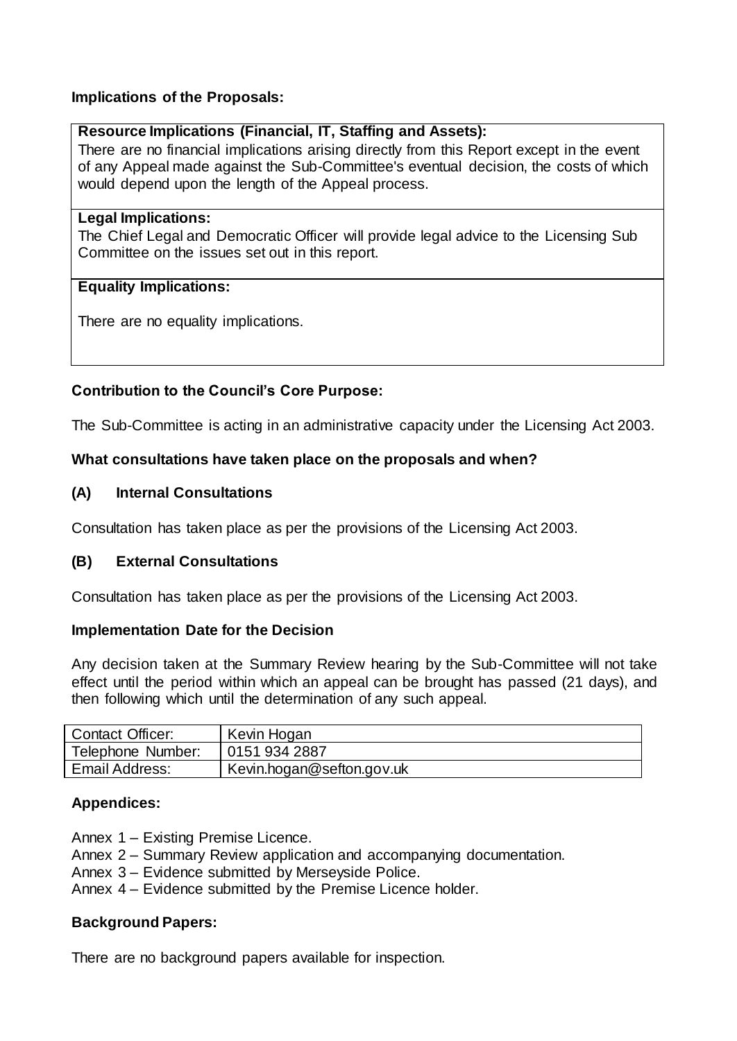**Implications of the Proposals:**

**Resource Implications (Financial, IT, Staffing and Assets):**

There are no financial implications arising directly from this Report except in the event of any Appeal made against the Sub-Committee's eventual decision, the costs of which would depend upon the length of the Appeal process.

**Legal Implications:**

The Chief Legal and Democratic Officer will provide legal advice to the Licensing Sub Committee on the issues set out in this report.

**Equality Implications:**

There are no equality implications.

**Contribution to the Council's Core Purpose:**

The Sub-Committee is acting in an administrative capacity under the Licensing Act 2003.

**What consultations have taken place on the proposals and when?**

**(A) Internal Consultations**

Consultation has taken place as per the provisions of the Licensing Act 2003.

**(B) External Consultations**

Consultation has taken place as per the provisions of the Licensing Act 2003.

**Implementation Date for the Decision**

Any decision taken at the Summary Review hearing by the Sub-Committee will not take effect until the period within which an appeal can be brought has passed (21 days), and then following which until the determination of any such appeal.

| Contact Officer: | Kevin Hogan |
| --- | --- |
| Telephone Number: | 0151 934 2887 |
| Email Address: | Kevin.hogan@sefton.gov.uk |

**Appendices:**

Annex 1 – Existing Premise Licence.
Annex 2 – Summary Review application and accompanying documentation.
Annex 3 – Evidence submitted by Merseyside Police.
Annex 4 – Evidence submitted by the Premise Licence holder.

**Background Papers:**

There are no background papers available for inspection.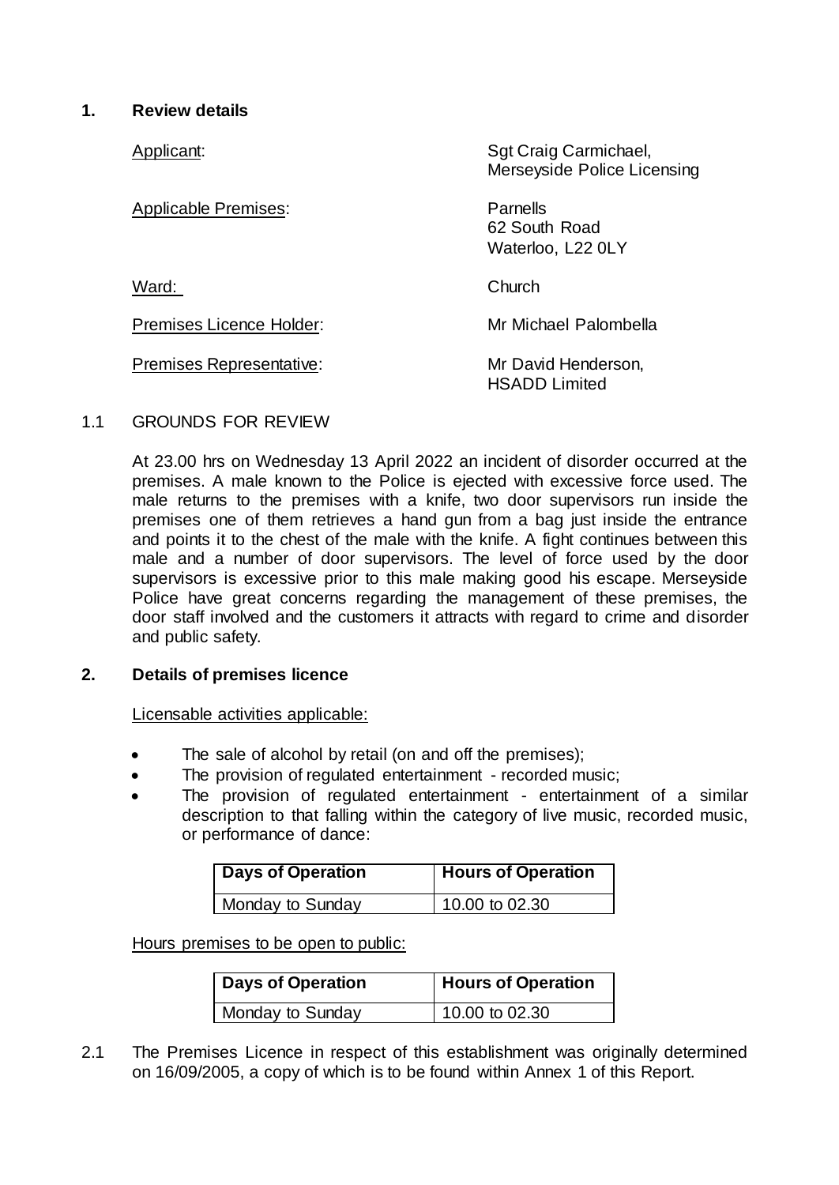## 1. Review details

| | |
|---|---|
| Applicant: | Sgt Craig Carmichael, Merseyside Police Licensing |
| Applicable Premises: | Parnells<br>62 South Road<br>Waterloo, L22 0LY |
| Ward: | Church |
| Premises Licence Holder: | Mr Michael Palombella |
| Premises Representative: | Mr David Henderson, HSADD Limited |

1.1 GROUNDS FOR REVIEW

At 23.00 hrs on Wednesday 13 April 2022 an incident of disorder occurred at the premises. A male known to the Police is ejected with excessive force used. The male returns to the premises with a knife, two door supervisors run inside the premises one of them retrieves a hand gun from a bag just inside the entrance and points it to the chest of the male with the knife. A fight continues between this male and a number of door supervisors. The level of force used by the door supervisors is excessive prior to this male making good his escape. Merseyside Police have great concerns regarding the management of these premises, the door staff involved and the customers it attracts with regard to crime and disorder and public safety.

## 2. Details of premises licence

Licensable activities applicable:

- The sale of alcohol by retail (on and off the premises);
- The provision of regulated entertainment - recorded music;
- The provision of regulated entertainment - entertainment of a similar description to that falling within the category of live music, recorded music, or performance of dance:

| Days of Operation | Hours of Operation |
|---|---|
| Monday to Sunday | 10.00 to 02.30 |

Hours premises to be open to public:

| Days of Operation | Hours of Operation |
|---|---|
| Monday to Sunday | 10.00 to 02.30 |

2.1 The Premises Licence in respect of this establishment was originally determined on 16/09/2005, a copy of which is to be found within Annex 1 of this Report.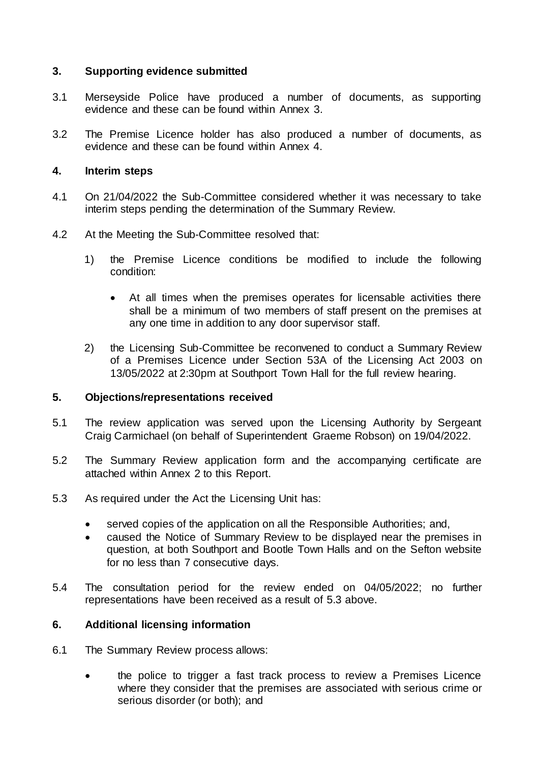## 3. Supporting evidence submitted

3.1 Merseyside Police have produced a number of documents, as supporting evidence and these can be found within Annex 3.

3.2 The Premise Licence holder has also produced a number of documents, as evidence and these can be found within Annex 4.

## 4. Interim steps

4.1 On 21/04/2022 the Sub-Committee considered whether it was necessary to take interim steps pending the determination of the Summary Review.

4.2 At the Meeting the Sub-Committee resolved that:

1) the Premise Licence conditions be modified to include the following condition:

   - At all times when the premises operates for licensable activities there shall be a minimum of two members of staff present on the premises at any one time in addition to any door supervisor staff.

2) the Licensing Sub-Committee be reconvened to conduct a Summary Review of a Premises Licence under Section 53A of the Licensing Act 2003 on 13/05/2022 at 2:30pm at Southport Town Hall for the full review hearing.

## 5. Objections/representations received

5.1 The review application was served upon the Licensing Authority by Sergeant Craig Carmichael (on behalf of Superintendent Graeme Robson) on 19/04/2022.

5.2 The Summary Review application form and the accompanying certificate are attached within Annex 2 to this Report.

5.3 As required under the Act the Licensing Unit has:

- served copies of the application on all the Responsible Authorities; and,
- caused the Notice of Summary Review to be displayed near the premises in question, at both Southport and Bootle Town Halls and on the Sefton website for no less than 7 consecutive days.

5.4 The consultation period for the review ended on 04/05/2022; no further representations have been received as a result of 5.3 above.

## 6. Additional licensing information

6.1 The Summary Review process allows:

- the police to trigger a fast track process to review a Premises Licence where they consider that the premises are associated with serious crime or serious disorder (or both); and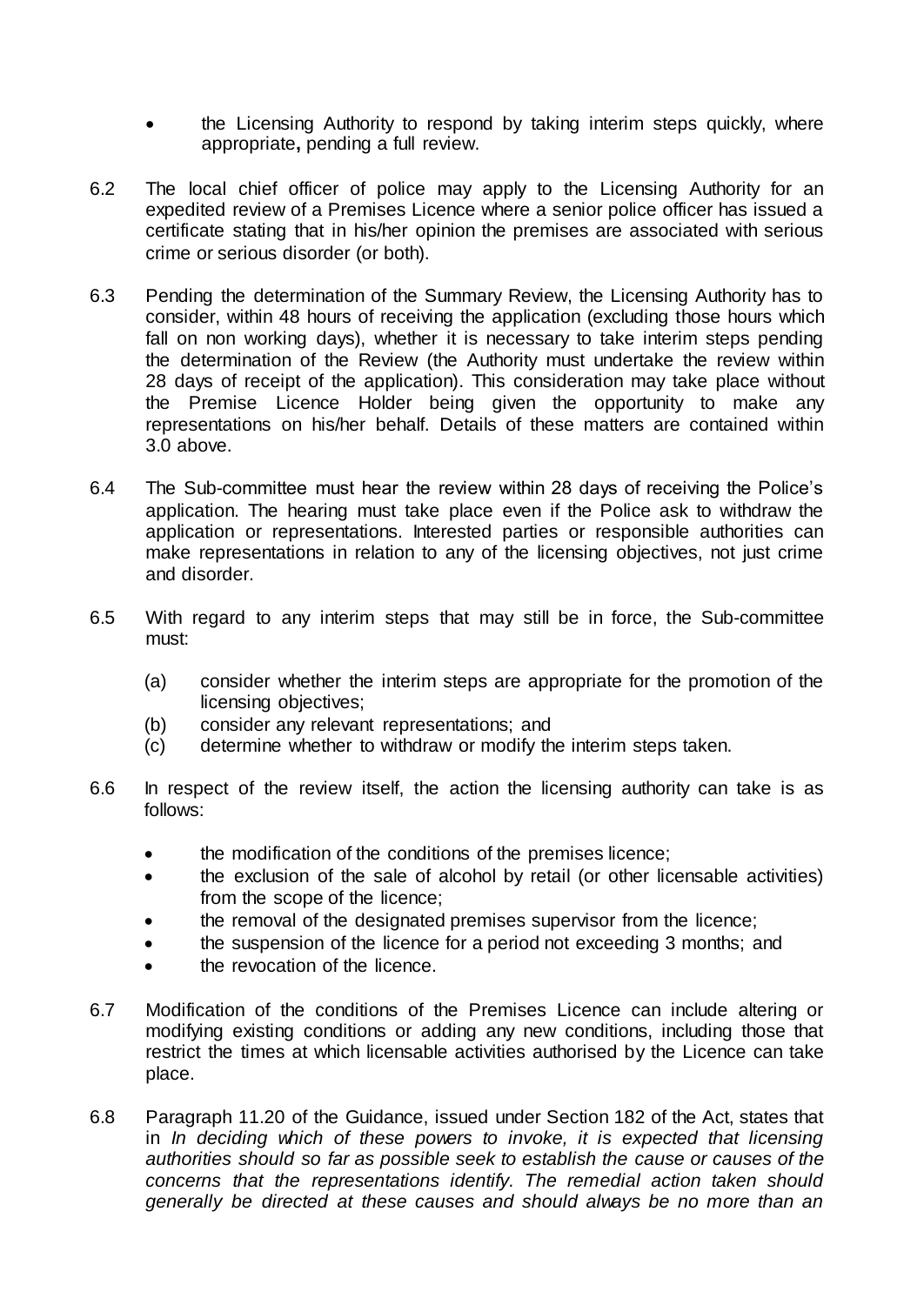- the Licensing Authority to respond by taking interim steps quickly, where appropriate**,** pending a full review.

6.2 The local chief officer of police may apply to the Licensing Authority for an expedited review of a Premises Licence where a senior police officer has issued a certificate stating that in his/her opinion the premises are associated with serious crime or serious disorder (or both).

6.3 Pending the determination of the Summary Review, the Licensing Authority has to consider, within 48 hours of receiving the application (excluding those hours which fall on non working days), whether it is necessary to take interim steps pending the determination of the Review (the Authority must undertake the review within 28 days of receipt of the application). This consideration may take place without the Premise Licence Holder being given the opportunity to make any representations on his/her behalf. Details of these matters are contained within 3.0 above.

6.4 The Sub-committee must hear the review within 28 days of receiving the Police's application. The hearing must take place even if the Police ask to withdraw the application or representations. Interested parties or responsible authorities can make representations in relation to any of the licensing objectives, not just crime and disorder.

6.5 With regard to any interim steps that may still be in force, the Sub-committee must:

   (a) consider whether the interim steps are appropriate for the promotion of the licensing objectives;
   (b) consider any relevant representations; and
   (c) determine whether to withdraw or modify the interim steps taken.

6.6 In respect of the review itself, the action the licensing authority can take is as follows:

- the modification of the conditions of the premises licence;
- the exclusion of the sale of alcohol by retail (or other licensable activities) from the scope of the licence;
- the removal of the designated premises supervisor from the licence;
- the suspension of the licence for a period not exceeding 3 months; and
- the revocation of the licence.

6.7 Modification of the conditions of the Premises Licence can include altering or modifying existing conditions or adding any new conditions, including those that restrict the times at which licensable activities authorised by the Licence can take place.

6.8 Paragraph 11.20 of the Guidance, issued under Section 182 of the Act, states that in *In deciding which of these powers to invoke, it is expected that licensing authorities should so far as possible seek to establish the cause or causes of the concerns that the representations identify. The remedial action taken should generally be directed at these causes and should always be no more than an*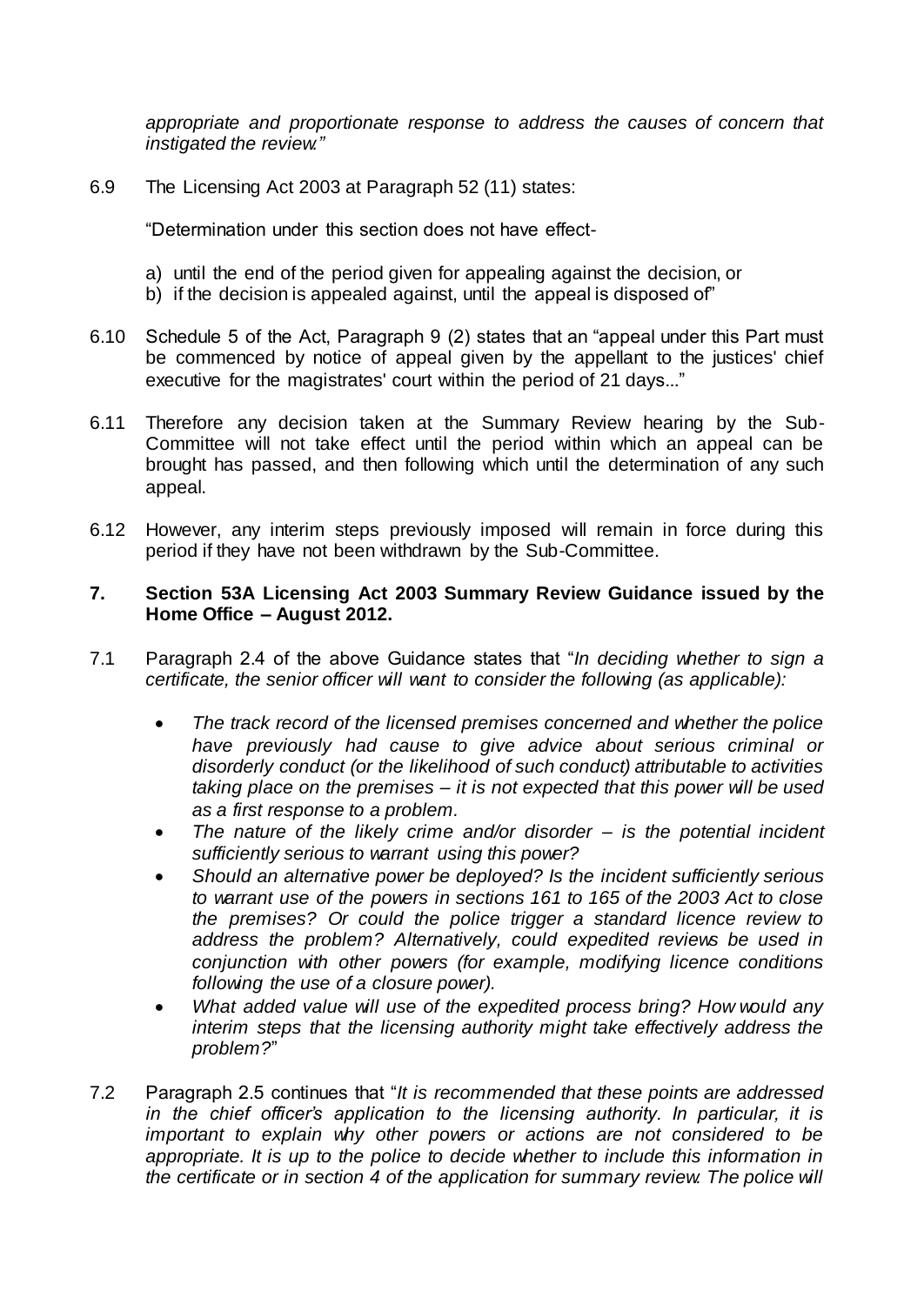*appropriate and proportionate response to address the causes of concern that instigated the review."*

6.9 The Licensing Act 2003 at Paragraph 52 (11) states:

"Determination under this section does not have effect-

a) until the end of the period given for appealing against the decision, or
b) if the decision is appealed against, until the appeal is disposed of"

6.10 Schedule 5 of the Act, Paragraph 9 (2) states that an "appeal under this Part must be commenced by notice of appeal given by the appellant to the justices' chief executive for the magistrates' court within the period of 21 days..."

6.11 Therefore any decision taken at the Summary Review hearing by the Sub-Committee will not take effect until the period within which an appeal can be brought has passed, and then following which until the determination of any such appeal.

6.12 However, any interim steps previously imposed will remain in force during this period if they have not been withdrawn by the Sub-Committee.

## 7. Section 53A Licensing Act 2003 Summary Review Guidance issued by the Home Office – August 2012.

7.1 Paragraph 2.4 of the above Guidance states that "*In deciding whether to sign a certificate, the senior officer will want to consider the following (as applicable):*

- *The track record of the licensed premises concerned and whether the police have previously had cause to give advice about serious criminal or disorderly conduct (or the likelihood of such conduct) attributable to activities taking place on the premises – it is not expected that this power will be used as a first response to a problem.*
- *The nature of the likely crime and/or disorder – is the potential incident sufficiently serious to warrant using this power?*
- *Should an alternative power be deployed? Is the incident sufficiently serious to warrant use of the powers in sections 161 to 165 of the 2003 Act to close the premises? Or could the police trigger a standard licence review to address the problem? Alternatively, could expedited reviews be used in conjunction with other powers (for example, modifying licence conditions following the use of a closure power).*
- *What added value will use of the expedited process bring? How would any interim steps that the licensing authority might take effectively address the problem?*"

7.2 Paragraph 2.5 continues that "*It is recommended that these points are addressed in the chief officer's application to the licensing authority. In particular, it is important to explain why other powers or actions are not considered to be appropriate. It is up to the police to decide whether to include this information in the certificate or in section 4 of the application for summary review. The police will*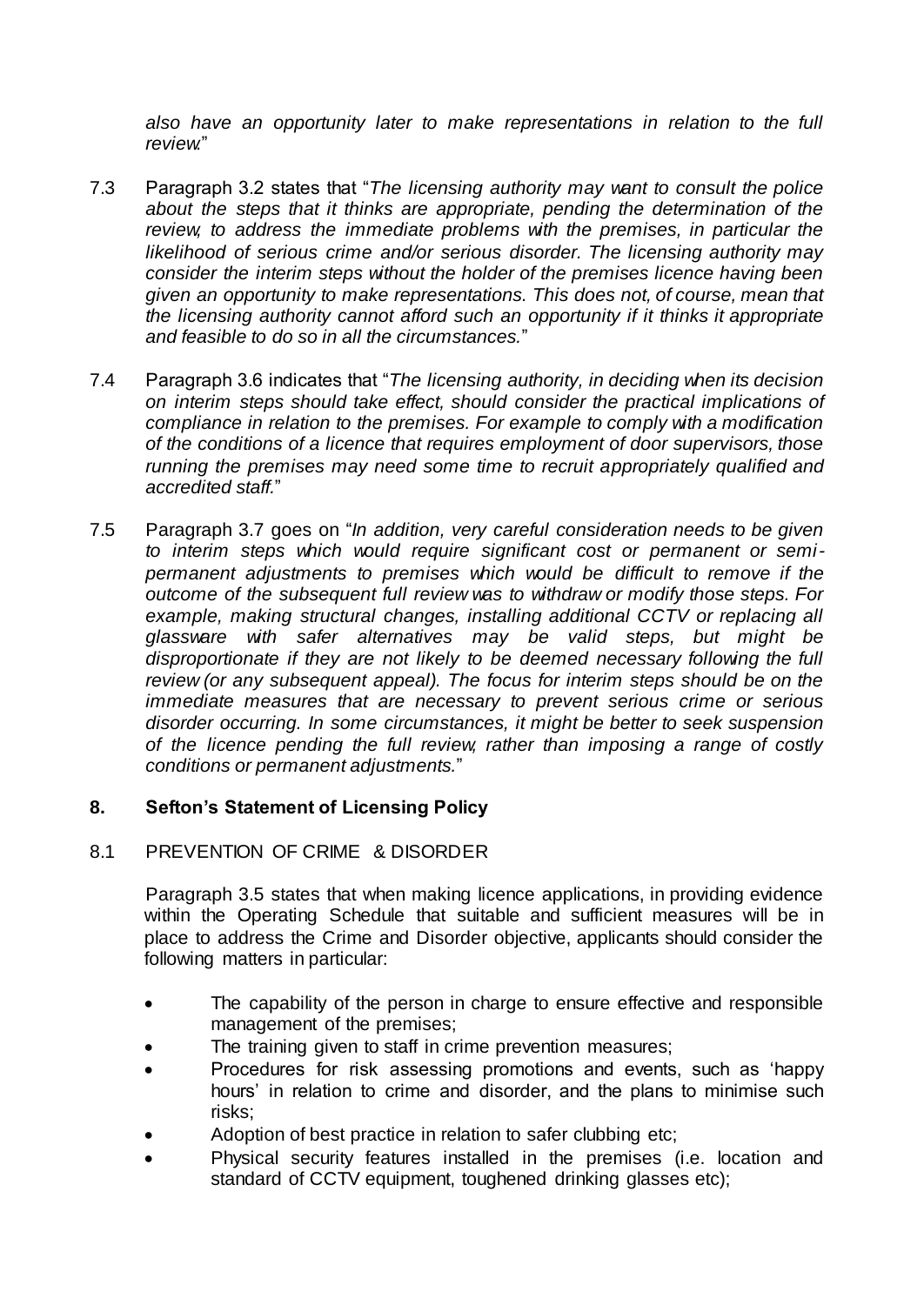*also have an opportunity later to make representations in relation to the full review.*"

7.3 Paragraph 3.2 states that "*The licensing authority may want to consult the police about the steps that it thinks are appropriate, pending the determination of the review, to address the immediate problems with the premises, in particular the likelihood of serious crime and/or serious disorder. The licensing authority may consider the interim steps without the holder of the premises licence having been given an opportunity to make representations. This does not, of course, mean that the licensing authority cannot afford such an opportunity if it thinks it appropriate and feasible to do so in all the circumstances.*"

7.4 Paragraph 3.6 indicates that "*The licensing authority, in deciding when its decision on interim steps should take effect, should consider the practical implications of compliance in relation to the premises. For example to comply with a modification of the conditions of a licence that requires employment of door supervisors, those running the premises may need some time to recruit appropriately qualified and accredited staff.*"

7.5 Paragraph 3.7 goes on "*In addition, very careful consideration needs to be given to interim steps which would require significant cost or permanent or semi-permanent adjustments to premises which would be difficult to remove if the outcome of the subsequent full review was to withdraw or modify those steps. For example, making structural changes, installing additional CCTV or replacing all glassware with safer alternatives may be valid steps, but might be disproportionate if they are not likely to be deemed necessary following the full review (or any subsequent appeal). The focus for interim steps should be on the immediate measures that are necessary to prevent serious crime or serious disorder occurring. In some circumstances, it might be better to seek suspension of the licence pending the full review, rather than imposing a range of costly conditions or permanent adjustments.*"

## 8. Sefton's Statement of Licensing Policy

8.1 PREVENTION OF CRIME & DISORDER

Paragraph 3.5 states that when making licence applications, in providing evidence within the Operating Schedule that suitable and sufficient measures will be in place to address the Crime and Disorder objective, applicants should consider the following matters in particular:

- The capability of the person in charge to ensure effective and responsible management of the premises;
- The training given to staff in crime prevention measures;
- Procedures for risk assessing promotions and events, such as 'happy hours' in relation to crime and disorder, and the plans to minimise such risks;
- Adoption of best practice in relation to safer clubbing etc;
- Physical security features installed in the premises (i.e. location and standard of CCTV equipment, toughened drinking glasses etc);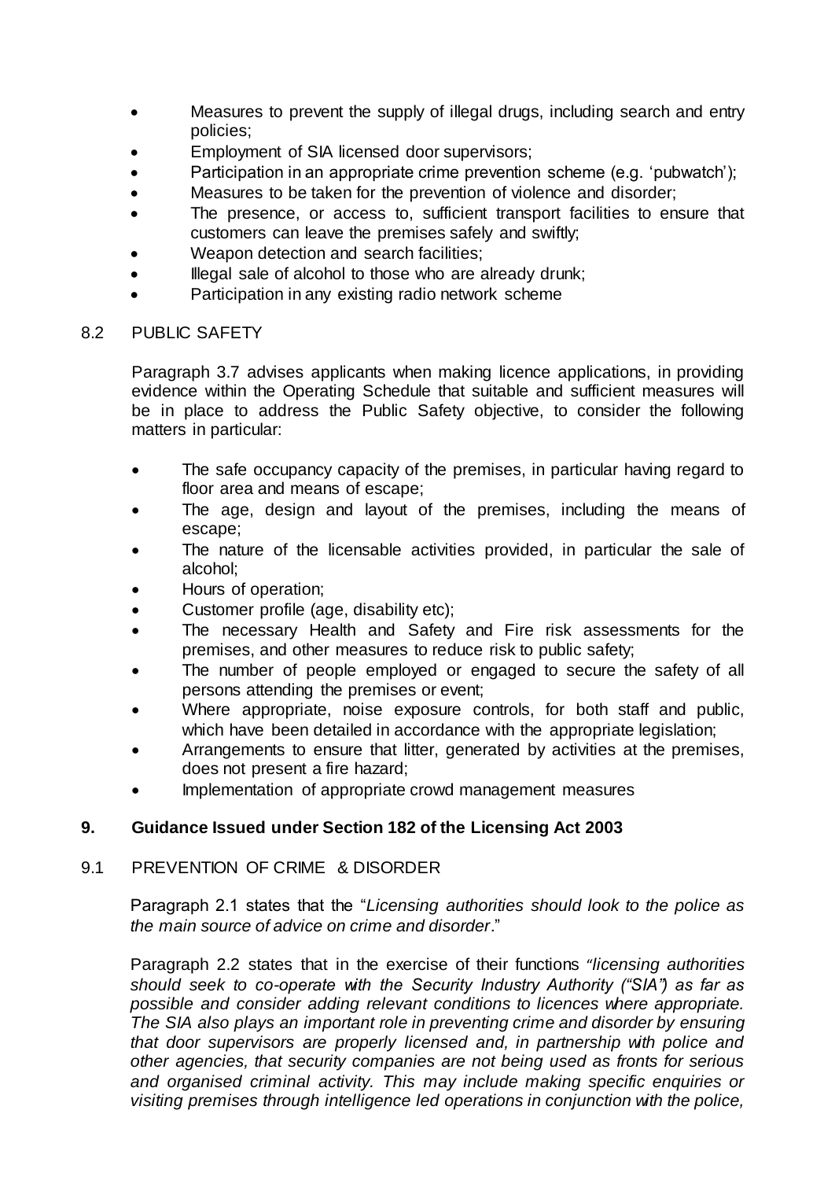- Measures to prevent the supply of illegal drugs, including search and entry policies;
- Employment of SIA licensed door supervisors;
- Participation in an appropriate crime prevention scheme (e.g. 'pubwatch');
- Measures to be taken for the prevention of violence and disorder;
- The presence, or access to, sufficient transport facilities to ensure that customers can leave the premises safely and swiftly;
- Weapon detection and search facilities;
- Illegal sale of alcohol to those who are already drunk;
- Participation in any existing radio network scheme

8.2 PUBLIC SAFETY

Paragraph 3.7 advises applicants when making licence applications, in providing evidence within the Operating Schedule that suitable and sufficient measures will be in place to address the Public Safety objective, to consider the following matters in particular:

- The safe occupancy capacity of the premises, in particular having regard to floor area and means of escape;
- The age, design and layout of the premises, including the means of escape;
- The nature of the licensable activities provided, in particular the sale of alcohol;
- Hours of operation;
- Customer profile (age, disability etc);
- The necessary Health and Safety and Fire risk assessments for the premises, and other measures to reduce risk to public safety;
- The number of people employed or engaged to secure the safety of all persons attending the premises or event;
- Where appropriate, noise exposure controls, for both staff and public, which have been detailed in accordance with the appropriate legislation;
- Arrangements to ensure that litter, generated by activities at the premises, does not present a fire hazard;
- Implementation of appropriate crowd management measures

## 9. Guidance Issued under Section 182 of the Licensing Act 2003

9.1 PREVENTION OF CRIME & DISORDER

Paragraph 2.1 states that the "*Licensing authorities should look to the police as the main source of advice on crime and disorder*."

Paragraph 2.2 states that in the exercise of their functions *"licensing authorities should seek to co-operate with the Security Industry Authority ("SIA") as far as possible and consider adding relevant conditions to licences where appropriate. The SIA also plays an important role in preventing crime and disorder by ensuring that door supervisors are properly licensed and, in partnership with police and other agencies, that security companies are not being used as fronts for serious and organised criminal activity. This may include making specific enquiries or visiting premises through intelligence led operations in conjunction with the police,*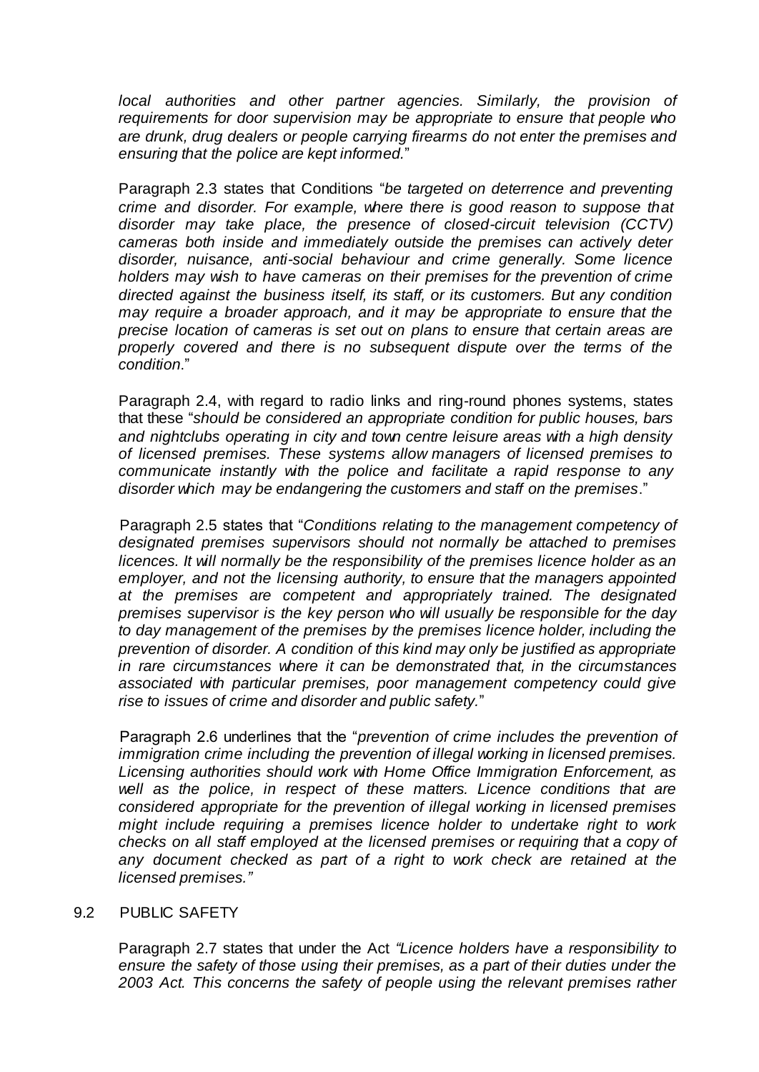*local authorities and other partner agencies. Similarly, the provision of requirements for door supervision may be appropriate to ensure that people who are drunk, drug dealers or people carrying firearms do not enter the premises and ensuring that the police are kept informed.*"

Paragraph 2.3 states that Conditions "*be targeted on deterrence and preventing crime and disorder. For example, where there is good reason to suppose that disorder may take place, the presence of closed-circuit television (CCTV) cameras both inside and immediately outside the premises can actively deter disorder, nuisance, anti-social behaviour and crime generally. Some licence holders may wish to have cameras on their premises for the prevention of crime directed against the business itself, its staff, or its customers. But any condition may require a broader approach, and it may be appropriate to ensure that the precise location of cameras is set out on plans to ensure that certain areas are properly covered and there is no subsequent dispute over the terms of the condition.*"

Paragraph 2.4, with regard to radio links and ring-round phones systems, states that these "*should be considered an appropriate condition for public houses, bars and nightclubs operating in city and town centre leisure areas with a high density of licensed premises. These systems allow managers of licensed premises to communicate instantly with the police and facilitate a rapid response to any disorder which may be endangering the customers and staff on the premises*."

Paragraph 2.5 states that "*Conditions relating to the management competency of designated premises supervisors should not normally be attached to premises licences. It will normally be the responsibility of the premises licence holder as an employer, and not the licensing authority, to ensure that the managers appointed at the premises are competent and appropriately trained. The designated premises supervisor is the key person who will usually be responsible for the day to day management of the premises by the premises licence holder, including the prevention of disorder. A condition of this kind may only be justified as appropriate in rare circumstances where it can be demonstrated that, in the circumstances associated with particular premises, poor management competency could give rise to issues of crime and disorder and public safety.*"

Paragraph 2.6 underlines that the "*prevention of crime includes the prevention of immigration crime including the prevention of illegal working in licensed premises. Licensing authorities should work with Home Office Immigration Enforcement, as well as the police, in respect of these matters. Licence conditions that are considered appropriate for the prevention of illegal working in licensed premises might include requiring a premises licence holder to undertake right to work checks on all staff employed at the licensed premises or requiring that a copy of any document checked as part of a right to work check are retained at the licensed premises."*

## 9.2 PUBLIC SAFETY

Paragraph 2.7 states that under the Act *"Licence holders have a responsibility to ensure the safety of those using their premises, as a part of their duties under the 2003 Act. This concerns the safety of people using the relevant premises rather*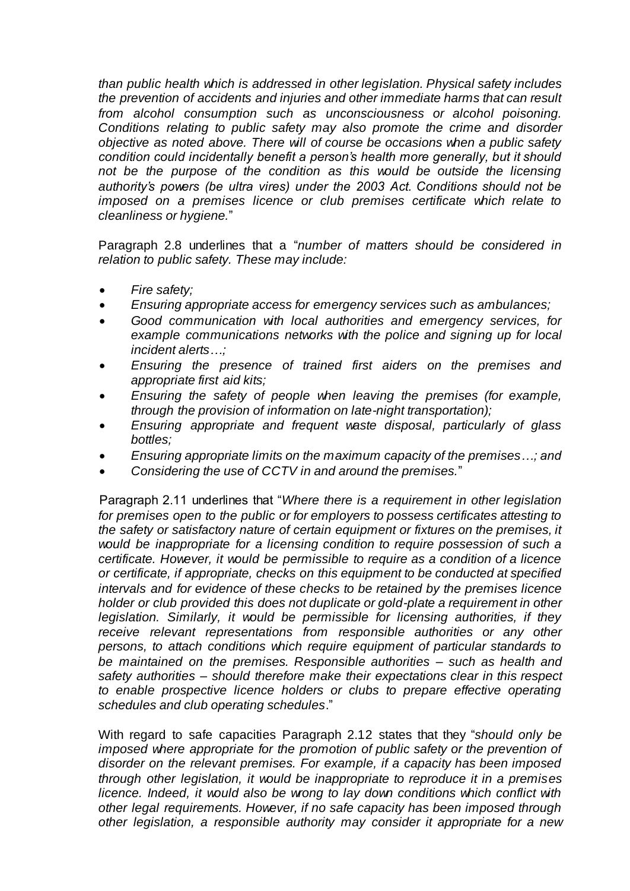*than public health which is addressed in other legislation. Physical safety includes the prevention of accidents and injuries and other immediate harms that can result from alcohol consumption such as unconsciousness or alcohol poisoning. Conditions relating to public safety may also promote the crime and disorder objective as noted above. There will of course be occasions when a public safety condition could incidentally benefit a person's health more generally, but it should not be the purpose of the condition as this would be outside the licensing authority's powers (be ultra vires) under the 2003 Act. Conditions should not be imposed on a premises licence or club premises certificate which relate to cleanliness or hygiene.*"

Paragraph 2.8 underlines that a "*number of matters should be considered in relation to public safety. These may include:*

- *Fire safety;*
- *Ensuring appropriate access for emergency services such as ambulances;*
- *Good communication with local authorities and emergency services, for example communications networks with the police and signing up for local incident alerts…;*
- *Ensuring the presence of trained first aiders on the premises and appropriate first aid kits;*
- *Ensuring the safety of people when leaving the premises (for example, through the provision of information on late-night transportation);*
- *Ensuring appropriate and frequent waste disposal, particularly of glass bottles;*
- *Ensuring appropriate limits on the maximum capacity of the premises…; and*
- *Considering the use of CCTV in and around the premises.*"

Paragraph 2.11 underlines that "*Where there is a requirement in other legislation for premises open to the public or for employers to possess certificates attesting to the safety or satisfactory nature of certain equipment or fixtures on the premises, it would be inappropriate for a licensing condition to require possession of such a certificate. However, it would be permissible to require as a condition of a licence or certificate, if appropriate, checks on this equipment to be conducted at specified intervals and for evidence of these checks to be retained by the premises licence holder or club provided this does not duplicate or gold-plate a requirement in other legislation. Similarly, it would be permissible for licensing authorities, if they receive relevant representations from responsible authorities or any other persons, to attach conditions which require equipment of particular standards to be maintained on the premises. Responsible authorities – such as health and safety authorities – should therefore make their expectations clear in this respect to enable prospective licence holders or clubs to prepare effective operating schedules and club operating schedules*."

With regard to safe capacities Paragraph 2.12 states that they "*should only be imposed where appropriate for the promotion of public safety or the prevention of disorder on the relevant premises. For example, if a capacity has been imposed through other legislation, it would be inappropriate to reproduce it in a premises licence. Indeed, it would also be wrong to lay down conditions which conflict with other legal requirements. However, if no safe capacity has been imposed through other legislation, a responsible authority may consider it appropriate for a new*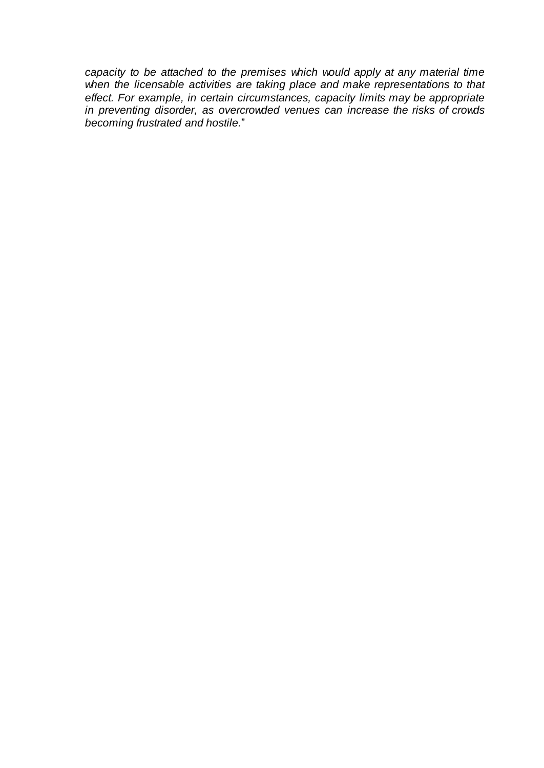*capacity to be attached to the premises which would apply at any material time when the licensable activities are taking place and make representations to that effect. For example, in certain circumstances, capacity limits may be appropriate in preventing disorder, as overcrowded venues can increase the risks of crowds becoming frustrated and hostile.*"